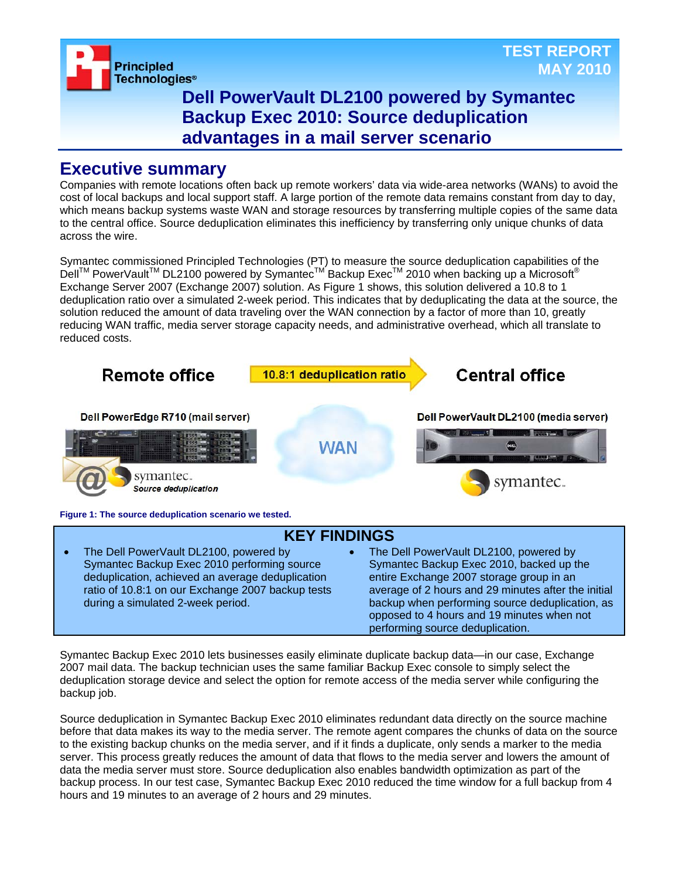TEST REPORT
MAY 2010

# Dell PowerVault DL2100 powered by Symantec Backup Exec 2010: Source deduplication advantages in a mail server scenario

## Executive summary

Companies with remote locations often back up remote workers' data via wide-area networks (WANs) to avoid the cost of local backups and local support staff. A large portion of the remote data remains constant from day to day, which means backup systems waste WAN and storage resources by transferring multiple copies of the same data to the central office. Source deduplication eliminates this inefficiency by transferring only unique chunks of data across the wire.

Symantec commissioned Principled Technologies (PT) to measure the source deduplication capabilities of the Dell™ PowerVault™ DL2100 powered by Symantec™ Backup Exec™ 2010 when backing up a Microsoft® Exchange Server 2007 (Exchange 2007) solution. As Figure 1 shows, this solution delivered a 10.8 to 1 deduplication ratio over a simulated 2-week period. This indicates that by deduplicating the data at the source, the solution reduced the amount of data traveling over the WAN connection by a factor of more than 10, greatly reducing WAN traffic, media server storage capacity needs, and administrative overhead, which all translate to reduced costs.

Remote office — 10.8:1 deduplication ratio → Central office

Dell PowerEdge R710 (mail server) — symantec. Source deduplication

WAN

Dell PowerVault DL2100 (media server) — symantec.

**Figure 1: The source deduplication scenario we tested.**

### KEY FINDINGS

- The Dell PowerVault DL2100, powered by Symantec Backup Exec 2010 performing source deduplication, achieved an average deduplication ratio of 10.8:1 on our Exchange 2007 backup tests during a simulated 2-week period.
- The Dell PowerVault DL2100, powered by Symantec Backup Exec 2010, backed up the entire Exchange 2007 storage group in an average of 2 hours and 29 minutes after the initial backup when performing source deduplication, as opposed to 4 hours and 19 minutes when not performing source deduplication.

Symantec Backup Exec 2010 lets businesses easily eliminate duplicate backup data—in our case, Exchange 2007 mail data. The backup technician uses the same familiar Backup Exec console to simply select the deduplication storage device and select the option for remote access of the media server while configuring the backup job.

Source deduplication in Symantec Backup Exec 2010 eliminates redundant data directly on the source machine before that data makes its way to the media server. The remote agent compares the chunks of data on the source to the existing backup chunks on the media server, and if it finds a duplicate, only sends a marker to the media server. This process greatly reduces the amount of data that flows to the media server and lowers the amount of data the media server must store. Source deduplication also enables bandwidth optimization as part of the backup process. In our test case, Symantec Backup Exec 2010 reduced the time window for a full backup from 4 hours and 19 minutes to an average of 2 hours and 29 minutes.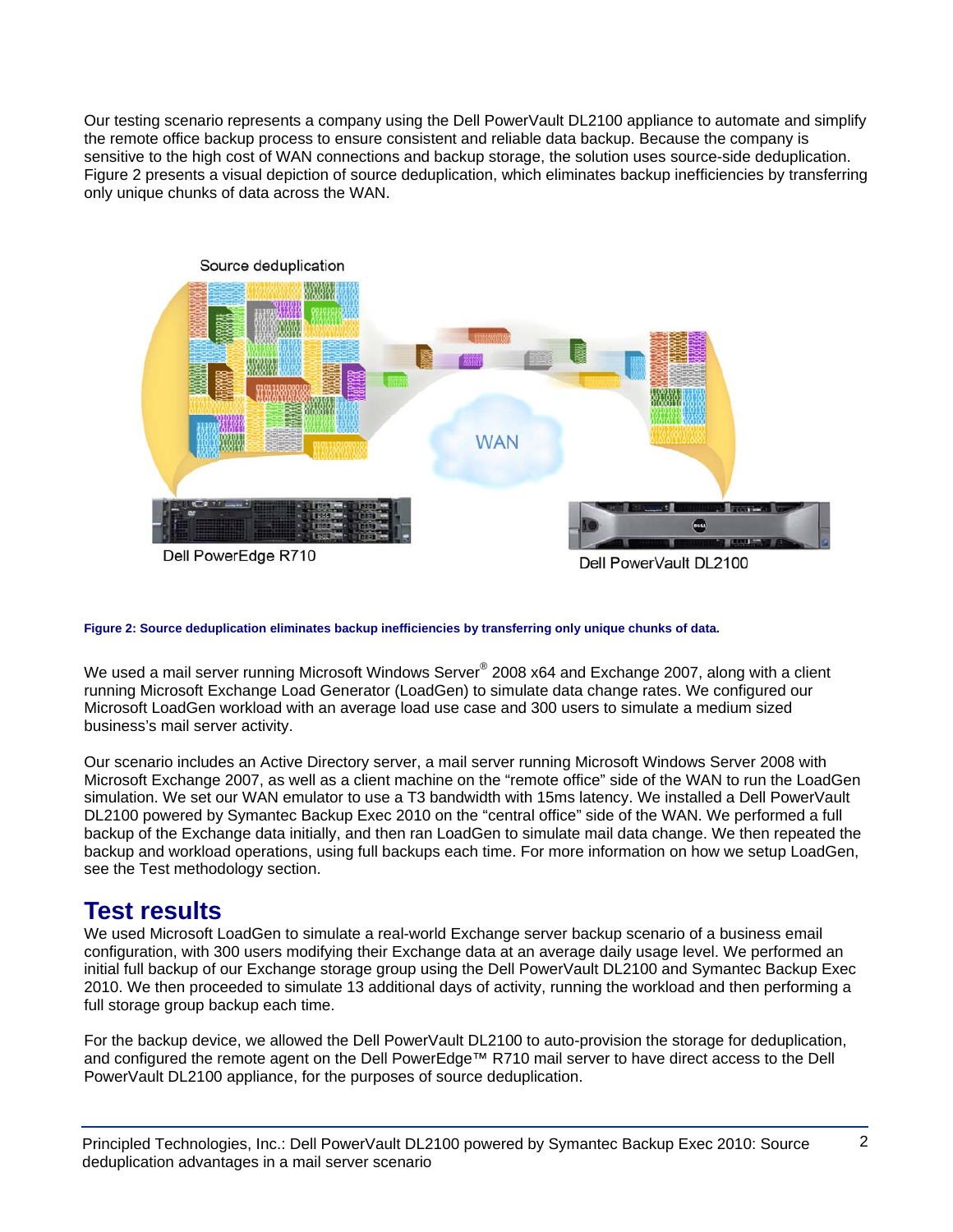Our testing scenario represents a company using the Dell PowerVault DL2100 appliance to automate and simplify the remote office backup process to ensure consistent and reliable data backup. Because the company is sensitive to the high cost of WAN connections and backup storage, the solution uses source-side deduplication. Figure 2 presents a visual depiction of source deduplication, which eliminates backup inefficiencies by transferring only unique chunks of data across the WAN.

**Figure 2: Source deduplication eliminates backup inefficiencies by transferring only unique chunks of data.**

We used a mail server running Microsoft Windows Server® 2008 x64 and Exchange 2007, along with a client running Microsoft Exchange Load Generator (LoadGen) to simulate data change rates. We configured our Microsoft LoadGen workload with an average load use case and 300 users to simulate a medium sized business's mail server activity.

Our scenario includes an Active Directory server, a mail server running Microsoft Windows Server 2008 with Microsoft Exchange 2007, as well as a client machine on the "remote office" side of the WAN to run the LoadGen simulation. We set our WAN emulator to use a T3 bandwidth with 15ms latency. We installed a Dell PowerVault DL2100 powered by Symantec Backup Exec 2010 on the "central office" side of the WAN. We performed a full backup of the Exchange data initially, and then ran LoadGen to simulate mail data change. We then repeated the backup and workload operations, using full backups each time. For more information on how we setup LoadGen, see the Test methodology section.

# Test results

We used Microsoft LoadGen to simulate a real-world Exchange server backup scenario of a business email configuration, with 300 users modifying their Exchange data at an average daily usage level. We performed an initial full backup of our Exchange storage group using the Dell PowerVault DL2100 and Symantec Backup Exec 2010. We then proceeded to simulate 13 additional days of activity, running the workload and then performing a full storage group backup each time.

For the backup device, we allowed the Dell PowerVault DL2100 to auto-provision the storage for deduplication, and configured the remote agent on the Dell PowerEdge™ R710 mail server to have direct access to the Dell PowerVault DL2100 appliance, for the purposes of source deduplication.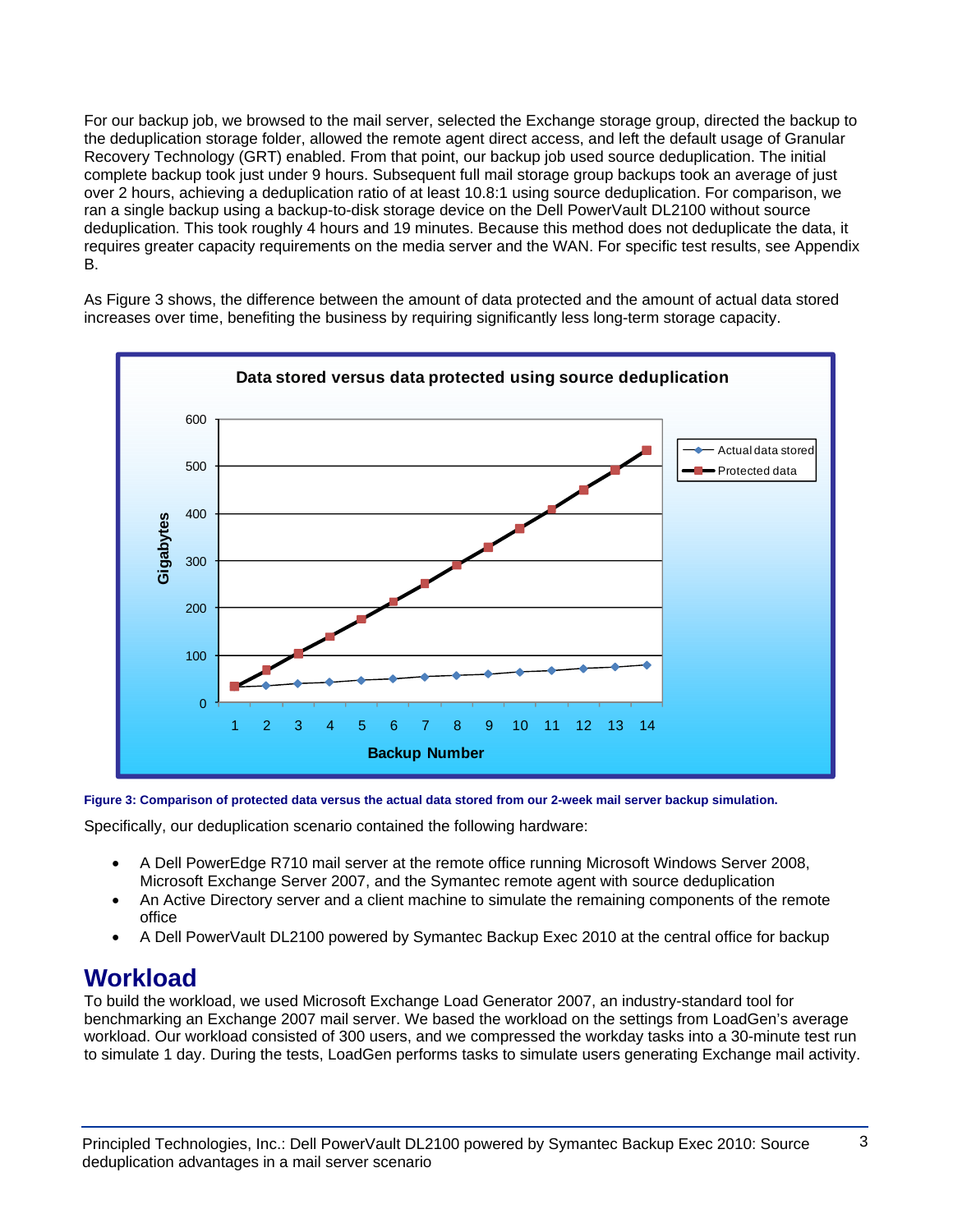For our backup job, we browsed to the mail server, selected the Exchange storage group, directed the backup to the deduplication storage folder, allowed the remote agent direct access, and left the default usage of Granular Recovery Technology (GRT) enabled. From that point, our backup job used source deduplication. The initial complete backup took just under 9 hours. Subsequent full mail storage group backups took an average of just over 2 hours, achieving a deduplication ratio of at least 10.8:1 using source deduplication. For comparison, we ran a single backup using a backup-to-disk storage device on the Dell PowerVault DL2100 without source deduplication. This took roughly 4 hours and 19 minutes. Because this method does not deduplicate the data, it requires greater capacity requirements on the media server and the WAN. For specific test results, see Appendix B.

As Figure 3 shows, the difference between the amount of data protected and the amount of actual data stored increases over time, benefiting the business by requiring significantly less long-term storage capacity.

**Figure 3: Comparison of protected data versus the actual data stored from our 2-week mail server backup simulation.**

Specifically, our deduplication scenario contained the following hardware:

- A Dell PowerEdge R710 mail server at the remote office running Microsoft Windows Server 2008, Microsoft Exchange Server 2007, and the Symantec remote agent with source deduplication
- An Active Directory server and a client machine to simulate the remaining components of the remote office
- A Dell PowerVault DL2100 powered by Symantec Backup Exec 2010 at the central office for backup

# Workload

To build the workload, we used Microsoft Exchange Load Generator 2007, an industry-standard tool for benchmarking an Exchange 2007 mail server. We based the workload on the settings from LoadGen's average workload. Our workload consisted of 300 users, and we compressed the workday tasks into a 30-minute test run to simulate 1 day. During the tests, LoadGen performs tasks to simulate users generating Exchange mail activity.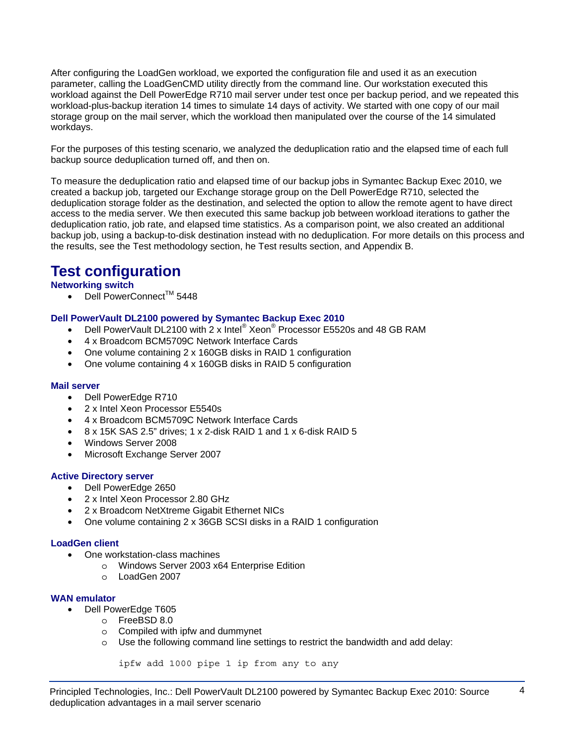After configuring the LoadGen workload, we exported the configuration file and used it as an execution parameter, calling the LoadGenCMD utility directly from the command line. Our workstation executed this workload against the Dell PowerEdge R710 mail server under test once per backup period, and we repeated this workload-plus-backup iteration 14 times to simulate 14 days of activity. We started with one copy of our mail storage group on the mail server, which the workload then manipulated over the course of the 14 simulated workdays.

For the purposes of this testing scenario, we analyzed the deduplication ratio and the elapsed time of each full backup source deduplication turned off, and then on.

To measure the deduplication ratio and elapsed time of our backup jobs in Symantec Backup Exec 2010, we created a backup job, targeted our Exchange storage group on the Dell PowerEdge R710, selected the deduplication storage folder as the destination, and selected the option to allow the remote agent to have direct access to the media server. We then executed this same backup job between workload iterations to gather the deduplication ratio, job rate, and elapsed time statistics. As a comparison point, we also created an additional backup job, using a backup-to-disk destination instead with no deduplication. For more details on this process and the results, see the Test methodology section, he Test results section, and Appendix B.

# Test configuration

### Networking switch

- Dell PowerConnect™ 5448

### Dell PowerVault DL2100 powered by Symantec Backup Exec 2010

- Dell PowerVault DL2100 with 2 x Intel® Xeon® Processor E5520s and 48 GB RAM
- 4 x Broadcom BCM5709C Network Interface Cards
- One volume containing 2 x 160GB disks in RAID 1 configuration
- One volume containing 4 x 160GB disks in RAID 5 configuration

### Mail server

- Dell PowerEdge R710
- 2 x Intel Xeon Processor E5540s
- 4 x Broadcom BCM5709C Network Interface Cards
- 8 x 15K SAS 2.5" drives; 1 x 2-disk RAID 1 and 1 x 6-disk RAID 5
- Windows Server 2008
- Microsoft Exchange Server 2007

### Active Directory server

- Dell PowerEdge 2650
- 2 x Intel Xeon Processor 2.80 GHz
- 2 x Broadcom NetXtreme Gigabit Ethernet NICs
- One volume containing 2 x 36GB SCSI disks in a RAID 1 configuration

### LoadGen client

- One workstation-class machines
  - Windows Server 2003 x64 Enterprise Edition
  - LoadGen 2007

### WAN emulator

- Dell PowerEdge T605
  - FreeBSD 8.0
  - Compiled with ipfw and dummynet
  - Use the following command line settings to restrict the bandwidth and add delay:

```
ipfw add 1000 pipe 1 ip from any to any
```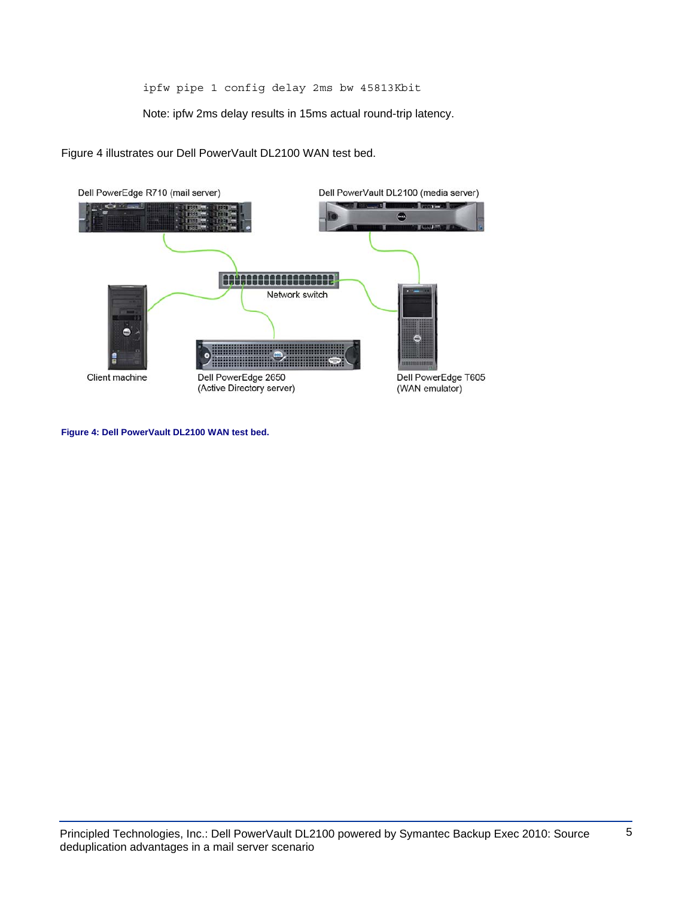```
ipfw pipe 1 config delay 2ms bw 45813Kbit
```

Note: ipfw 2ms delay results in 15ms actual round-trip latency.

Figure 4 illustrates our Dell PowerVault DL2100 WAN test bed.

Dell PowerEdge R710 (mail server)

Dell PowerVault DL2100 (media server)

Network switch

Client machine

Dell PowerEdge 2650 (Active Directory server)

Dell PowerEdge T605 (WAN emulator)

**Figure 4: Dell PowerVault DL2100 WAN test bed.**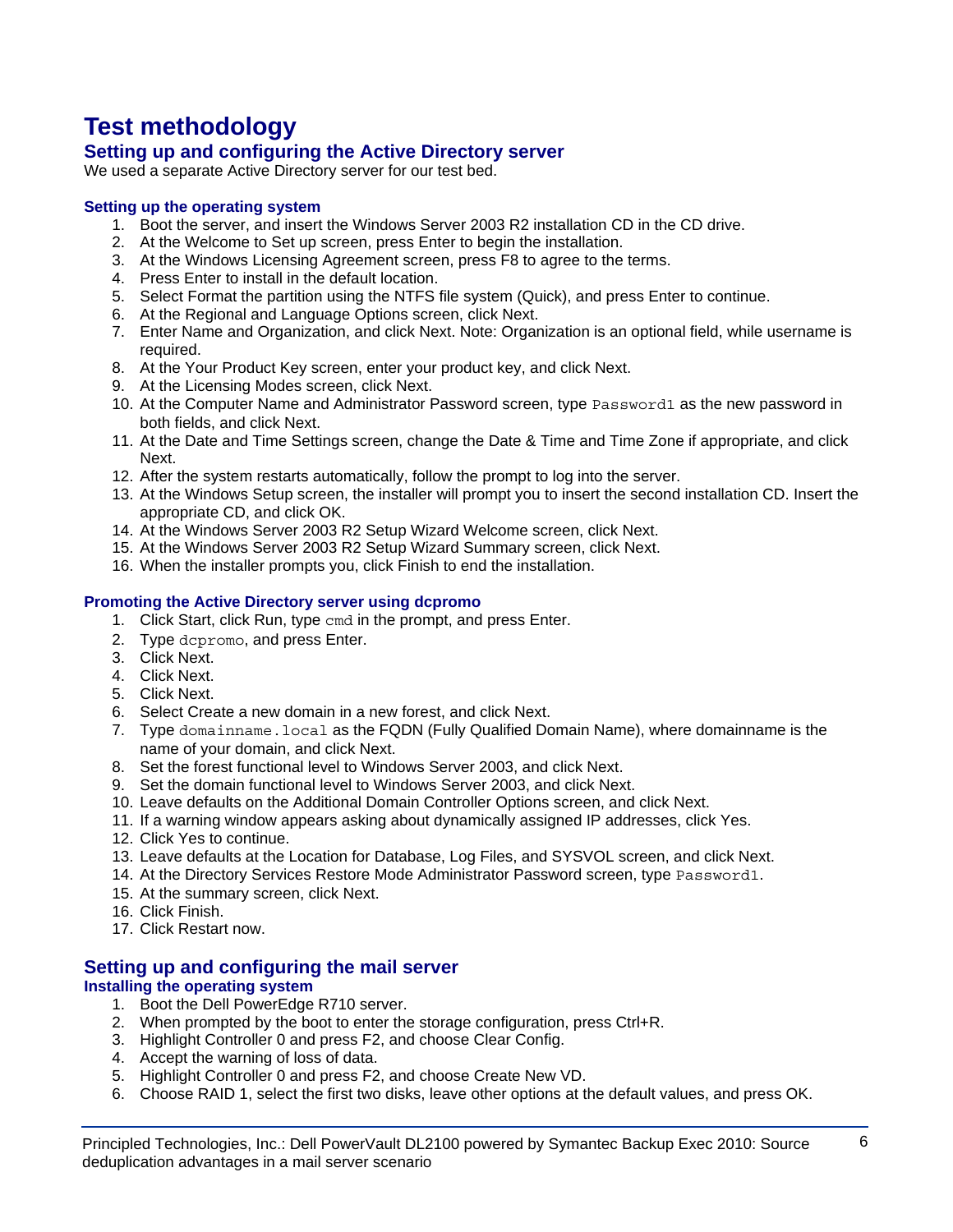# Test methodology

## Setting up and configuring the Active Directory server

We used a separate Active Directory server for our test bed.

### Setting up the operating system

1. Boot the server, and insert the Windows Server 2003 R2 installation CD in the CD drive.
2. At the Welcome to Set up screen, press Enter to begin the installation.
3. At the Windows Licensing Agreement screen, press F8 to agree to the terms.
4. Press Enter to install in the default location.
5. Select Format the partition using the NTFS file system (Quick), and press Enter to continue.
6. At the Regional and Language Options screen, click Next.
7. Enter Name and Organization, and click Next. Note: Organization is an optional field, while username is required.
8. At the Your Product Key screen, enter your product key, and click Next.
9. At the Licensing Modes screen, click Next.
10. At the Computer Name and Administrator Password screen, type `Password1` as the new password in both fields, and click Next.
11. At the Date and Time Settings screen, change the Date & Time and Time Zone if appropriate, and click Next.
12. After the system restarts automatically, follow the prompt to log into the server.
13. At the Windows Setup screen, the installer will prompt you to insert the second installation CD. Insert the appropriate CD, and click OK.
14. At the Windows Server 2003 R2 Setup Wizard Welcome screen, click Next.
15. At the Windows Server 2003 R2 Setup Wizard Summary screen, click Next.
16. When the installer prompts you, click Finish to end the installation.

### Promoting the Active Directory server using dcpromo

1. Click Start, click Run, type `cmd` in the prompt, and press Enter.
2. Type `dcpromo`, and press Enter.
3. Click Next.
4. Click Next.
5. Click Next.
6. Select Create a new domain in a new forest, and click Next.
7. Type `domainname.local` as the FQDN (Fully Qualified Domain Name), where domainname is the name of your domain, and click Next.
8. Set the forest functional level to Windows Server 2003, and click Next.
9. Set the domain functional level to Windows Server 2003, and click Next.
10. Leave defaults on the Additional Domain Controller Options screen, and click Next.
11. If a warning window appears asking about dynamically assigned IP addresses, click Yes.
12. Click Yes to continue.
13. Leave defaults at the Location for Database, Log Files, and SYSVOL screen, and click Next.
14. At the Directory Services Restore Mode Administrator Password screen, type `Password1`.
15. At the summary screen, click Next.
16. Click Finish.
17. Click Restart now.

## Setting up and configuring the mail server

### Installing the operating system

1. Boot the Dell PowerEdge R710 server.
2. When prompted by the boot to enter the storage configuration, press Ctrl+R.
3. Highlight Controller 0 and press F2, and choose Clear Config.
4. Accept the warning of loss of data.
5. Highlight Controller 0 and press F2, and choose Create New VD.
6. Choose RAID 1, select the first two disks, leave other options at the default values, and press OK.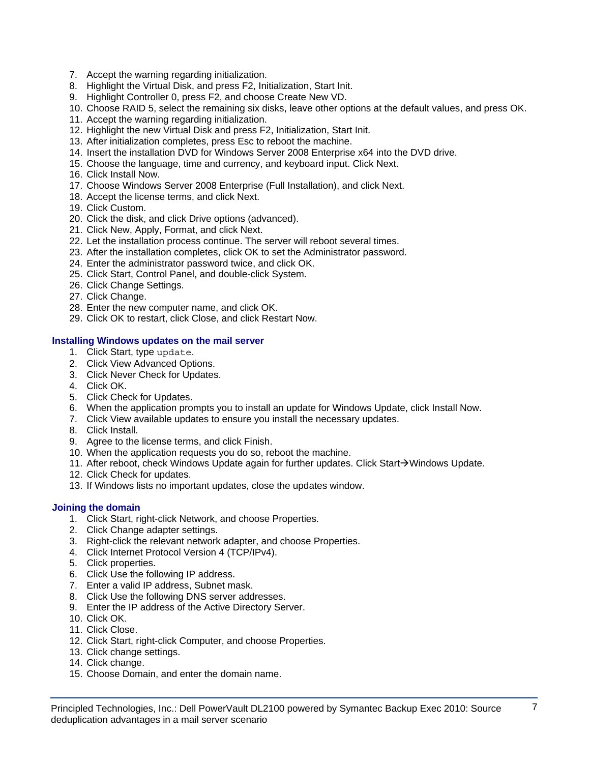7. Accept the warning regarding initialization.
8. Highlight the Virtual Disk, and press F2, Initialization, Start Init.
9. Highlight Controller 0, press F2, and choose Create New VD.
10. Choose RAID 5, select the remaining six disks, leave other options at the default values, and press OK.
11. Accept the warning regarding initialization.
12. Highlight the new Virtual Disk and press F2, Initialization, Start Init.
13. After initialization completes, press Esc to reboot the machine.
14. Insert the installation DVD for Windows Server 2008 Enterprise x64 into the DVD drive.
15. Choose the language, time and currency, and keyboard input. Click Next.
16. Click Install Now.
17. Choose Windows Server 2008 Enterprise (Full Installation), and click Next.
18. Accept the license terms, and click Next.
19. Click Custom.
20. Click the disk, and click Drive options (advanced).
21. Click New, Apply, Format, and click Next.
22. Let the installation process continue. The server will reboot several times.
23. After the installation completes, click OK to set the Administrator password.
24. Enter the administrator password twice, and click OK.
25. Click Start, Control Panel, and double-click System.
26. Click Change Settings.
27. Click Change.
28. Enter the new computer name, and click OK.
29. Click OK to restart, click Close, and click Restart Now.

### Installing Windows updates on the mail server

1. Click Start, type `update`.
2. Click View Advanced Options.
3. Click Never Check for Updates.
4. Click OK.
5. Click Check for Updates.
6. When the application prompts you to install an update for Windows Update, click Install Now.
7. Click View available updates to ensure you install the necessary updates.
8. Click Install.
9. Agree to the license terms, and click Finish.
10. When the application requests you do so, reboot the machine.
11. After reboot, check Windows Update again for further updates. Click Start→Windows Update.
12. Click Check for updates.
13. If Windows lists no important updates, close the updates window.

### Joining the domain

1. Click Start, right-click Network, and choose Properties.
2. Click Change adapter settings.
3. Right-click the relevant network adapter, and choose Properties.
4. Click Internet Protocol Version 4 (TCP/IPv4).
5. Click properties.
6. Click Use the following IP address.
7. Enter a valid IP address, Subnet mask.
8. Click Use the following DNS server addresses.
9. Enter the IP address of the Active Directory Server.
10. Click OK.
11. Click Close.
12. Click Start, right-click Computer, and choose Properties.
13. Click change settings.
14. Click change.
15. Choose Domain, and enter the domain name.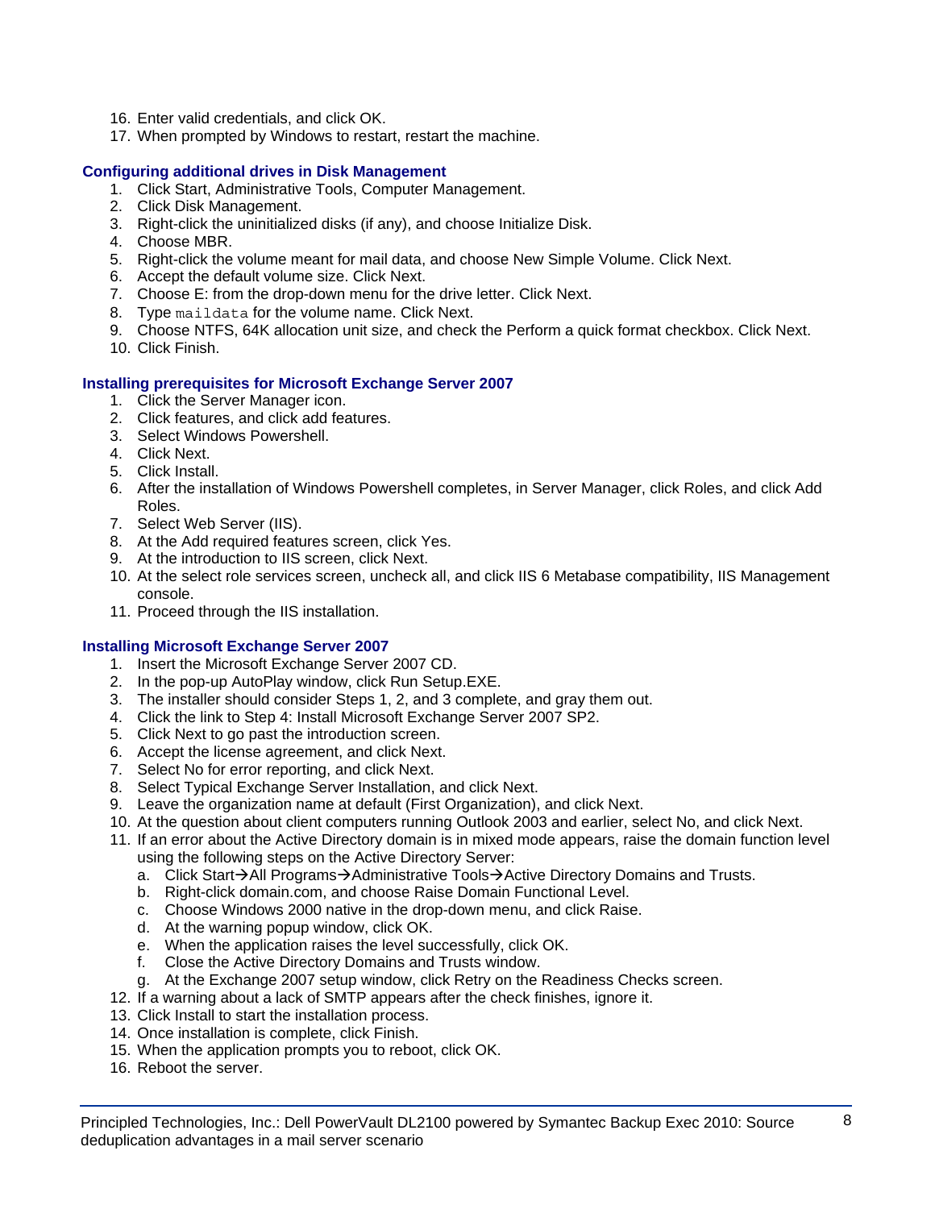16. Enter valid credentials, and click OK.
17. When prompted by Windows to restart, restart the machine.

### Configuring additional drives in Disk Management

1. Click Start, Administrative Tools, Computer Management.
2. Click Disk Management.
3. Right-click the uninitialized disks (if any), and choose Initialize Disk.
4. Choose MBR.
5. Right-click the volume meant for mail data, and choose New Simple Volume. Click Next.
6. Accept the default volume size. Click Next.
7. Choose E: from the drop-down menu for the drive letter. Click Next.
8. Type `maildata` for the volume name. Click Next.
9. Choose NTFS, 64K allocation unit size, and check the Perform a quick format checkbox. Click Next.
10. Click Finish.

### Installing prerequisites for Microsoft Exchange Server 2007

1. Click the Server Manager icon.
2. Click features, and click add features.
3. Select Windows Powershell.
4. Click Next.
5. Click Install.
6. After the installation of Windows Powershell completes, in Server Manager, click Roles, and click Add Roles.
7. Select Web Server (IIS).
8. At the Add required features screen, click Yes.
9. At the introduction to IIS screen, click Next.
10. At the select role services screen, uncheck all, and click IIS 6 Metabase compatibility, IIS Management console.
11. Proceed through the IIS installation.

### Installing Microsoft Exchange Server 2007

1. Insert the Microsoft Exchange Server 2007 CD.
2. In the pop-up AutoPlay window, click Run Setup.EXE.
3. The installer should consider Steps 1, 2, and 3 complete, and gray them out.
4. Click the link to Step 4: Install Microsoft Exchange Server 2007 SP2.
5. Click Next to go past the introduction screen.
6. Accept the license agreement, and click Next.
7. Select No for error reporting, and click Next.
8. Select Typical Exchange Server Installation, and click Next.
9. Leave the organization name at default (First Organization), and click Next.
10. At the question about client computers running Outlook 2003 and earlier, select No, and click Next.
11. If an error about the Active Directory domain is in mixed mode appears, raise the domain function level using the following steps on the Active Directory Server:
    a. Click Start→All Programs→Administrative Tools→Active Directory Domains and Trusts.
    b. Right-click domain.com, and choose Raise Domain Functional Level.
    c. Choose Windows 2000 native in the drop-down menu, and click Raise.
    d. At the warning popup window, click OK.
    e. When the application raises the level successfully, click OK.
    f. Close the Active Directory Domains and Trusts window.
    g. At the Exchange 2007 setup window, click Retry on the Readiness Checks screen.
12. If a warning about a lack of SMTP appears after the check finishes, ignore it.
13. Click Install to start the installation process.
14. Once installation is complete, click Finish.
15. When the application prompts you to reboot, click OK.
16. Reboot the server.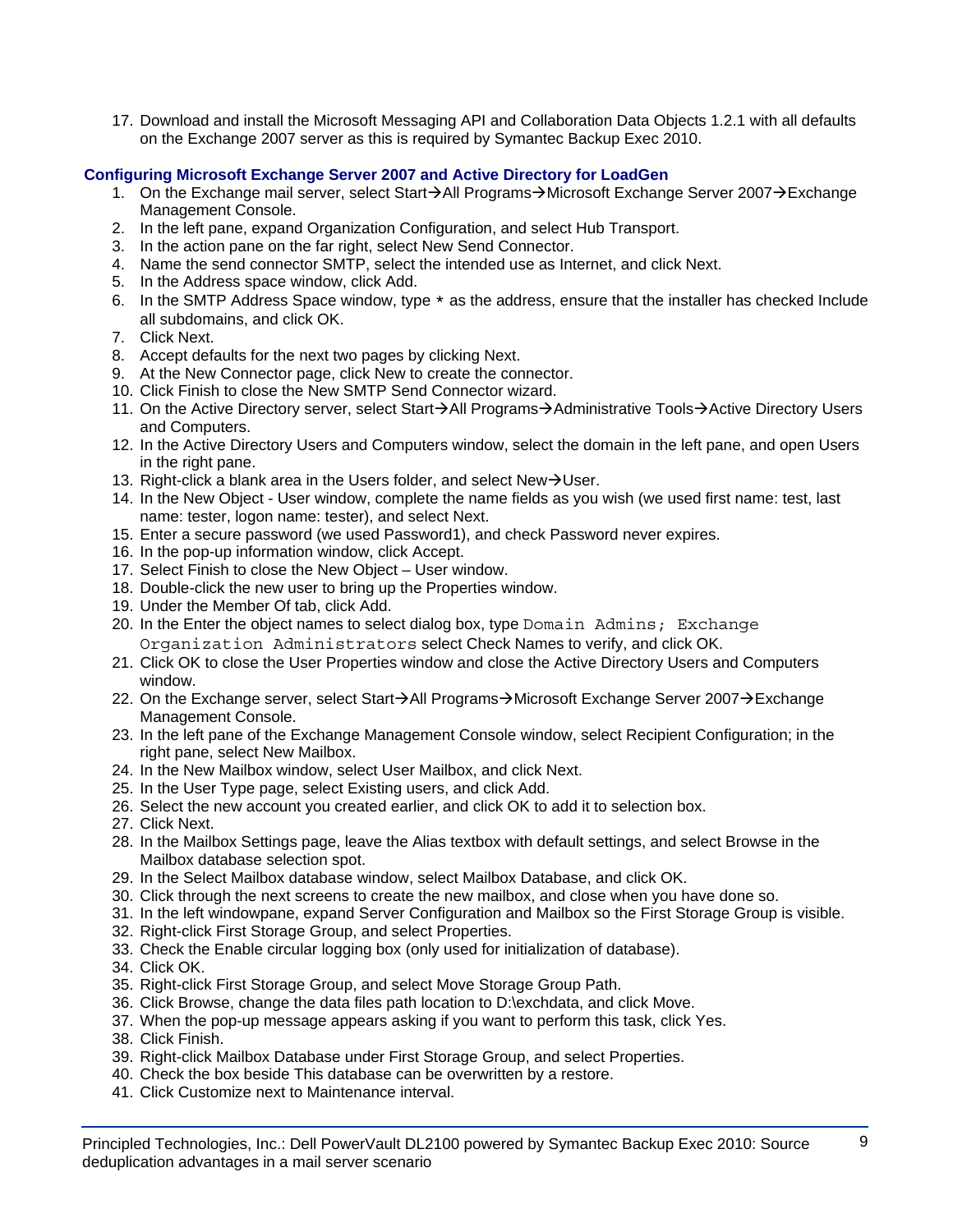17. Download and install the Microsoft Messaging API and Collaboration Data Objects 1.2.1 with all defaults on the Exchange 2007 server as this is required by Symantec Backup Exec 2010.

### Configuring Microsoft Exchange Server 2007 and Active Directory for LoadGen

1. On the Exchange mail server, select Start→All Programs→Microsoft Exchange Server 2007→Exchange Management Console.
2. In the left pane, expand Organization Configuration, and select Hub Transport.
3. In the action pane on the far right, select New Send Connector.
4. Name the send connector SMTP, select the intended use as Internet, and click Next.
5. In the Address space window, click Add.
6. In the SMTP Address Space window, type `*` as the address, ensure that the installer has checked Include all subdomains, and click OK.
7. Click Next.
8. Accept defaults for the next two pages by clicking Next.
9. At the New Connector page, click New to create the connector.
10. Click Finish to close the New SMTP Send Connector wizard.
11. On the Active Directory server, select Start→All Programs→Administrative Tools→Active Directory Users and Computers.
12. In the Active Directory Users and Computers window, select the domain in the left pane, and open Users in the right pane.
13. Right-click a blank area in the Users folder, and select New→User.
14. In the New Object - User window, complete the name fields as you wish (we used first name: test, last name: tester, logon name: tester), and select Next.
15. Enter a secure password (we used Password1), and check Password never expires.
16. In the pop-up information window, click Accept.
17. Select Finish to close the New Object – User window.
18. Double-click the new user to bring up the Properties window.
19. Under the Member Of tab, click Add.
20. In the Enter the object names to select dialog box, type `Domain Admins; Exchange Organization Administrators` select Check Names to verify, and click OK.
21. Click OK to close the User Properties window and close the Active Directory Users and Computers window.
22. On the Exchange server, select Start→All Programs→Microsoft Exchange Server 2007→Exchange Management Console.
23. In the left pane of the Exchange Management Console window, select Recipient Configuration; in the right pane, select New Mailbox.
24. In the New Mailbox window, select User Mailbox, and click Next.
25. In the User Type page, select Existing users, and click Add.
26. Select the new account you created earlier, and click OK to add it to selection box.
27. Click Next.
28. In the Mailbox Settings page, leave the Alias textbox with default settings, and select Browse in the Mailbox database selection spot.
29. In the Select Mailbox database window, select Mailbox Database, and click OK.
30. Click through the next screens to create the new mailbox, and close when you have done so.
31. In the left windowpane, expand Server Configuration and Mailbox so the First Storage Group is visible.
32. Right-click First Storage Group, and select Properties.
33. Check the Enable circular logging box (only used for initialization of database).
34. Click OK.
35. Right-click First Storage Group, and select Move Storage Group Path.
36. Click Browse, change the data files path location to D:\exchdata, and click Move.
37. When the pop-up message appears asking if you want to perform this task, click Yes.
38. Click Finish.
39. Right-click Mailbox Database under First Storage Group, and select Properties.
40. Check the box beside This database can be overwritten by a restore.
41. Click Customize next to Maintenance interval.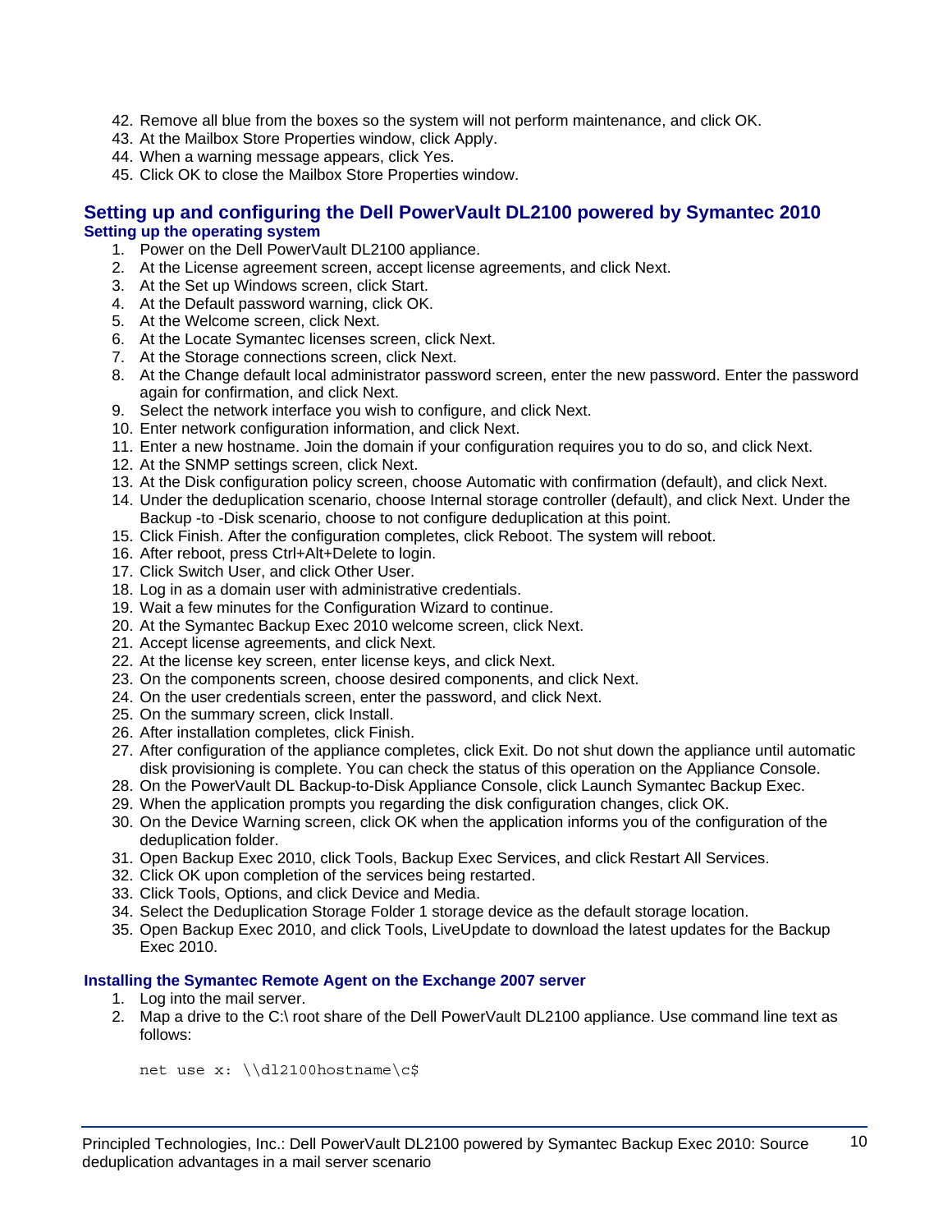42. Remove all blue from the boxes so the system will not perform maintenance, and click OK.
43. At the Mailbox Store Properties window, click Apply.
44. When a warning message appears, click Yes.
45. Click OK to close the Mailbox Store Properties window.

## Setting up and configuring the Dell PowerVault DL2100 powered by Symantec 2010

### Setting up the operating system

1. Power on the Dell PowerVault DL2100 appliance.
2. At the License agreement screen, accept license agreements, and click Next.
3. At the Set up Windows screen, click Start.
4. At the Default password warning, click OK.
5. At the Welcome screen, click Next.
6. At the Locate Symantec licenses screen, click Next.
7. At the Storage connections screen, click Next.
8. At the Change default local administrator password screen, enter the new password. Enter the password again for confirmation, and click Next.
9. Select the network interface you wish to configure, and click Next.
10. Enter network configuration information, and click Next.
11. Enter a new hostname. Join the domain if your configuration requires you to do so, and click Next.
12. At the SNMP settings screen, click Next.
13. At the Disk configuration policy screen, choose Automatic with confirmation (default), and click Next.
14. Under the deduplication scenario, choose Internal storage controller (default), and click Next. Under the Backup -to -Disk scenario, choose to not configure deduplication at this point.
15. Click Finish. After the configuration completes, click Reboot. The system will reboot.
16. After reboot, press Ctrl+Alt+Delete to login.
17. Click Switch User, and click Other User.
18. Log in as a domain user with administrative credentials.
19. Wait a few minutes for the Configuration Wizard to continue.
20. At the Symantec Backup Exec 2010 welcome screen, click Next.
21. Accept license agreements, and click Next.
22. At the license key screen, enter license keys, and click Next.
23. On the components screen, choose desired components, and click Next.
24. On the user credentials screen, enter the password, and click Next.
25. On the summary screen, click Install.
26. After installation completes, click Finish.
27. After configuration of the appliance completes, click Exit. Do not shut down the appliance until automatic disk provisioning is complete. You can check the status of this operation on the Appliance Console.
28. On the PowerVault DL Backup-to-Disk Appliance Console, click Launch Symantec Backup Exec.
29. When the application prompts you regarding the disk configuration changes, click OK.
30. On the Device Warning screen, click OK when the application informs you of the configuration of the deduplication folder.
31. Open Backup Exec 2010, click Tools, Backup Exec Services, and click Restart All Services.
32. Click OK upon completion of the services being restarted.
33. Click Tools, Options, and click Device and Media.
34. Select the Deduplication Storage Folder 1 storage device as the default storage location.
35. Open Backup Exec 2010, and click Tools, LiveUpdate to download the latest updates for the Backup Exec 2010.

### Installing the Symantec Remote Agent on the Exchange 2007 server

1. Log into the mail server.
2. Map a drive to the C:\ root share of the Dell PowerVault DL2100 appliance. Use command line text as follows:

```
net use x: \\dl2100hostname\c$
```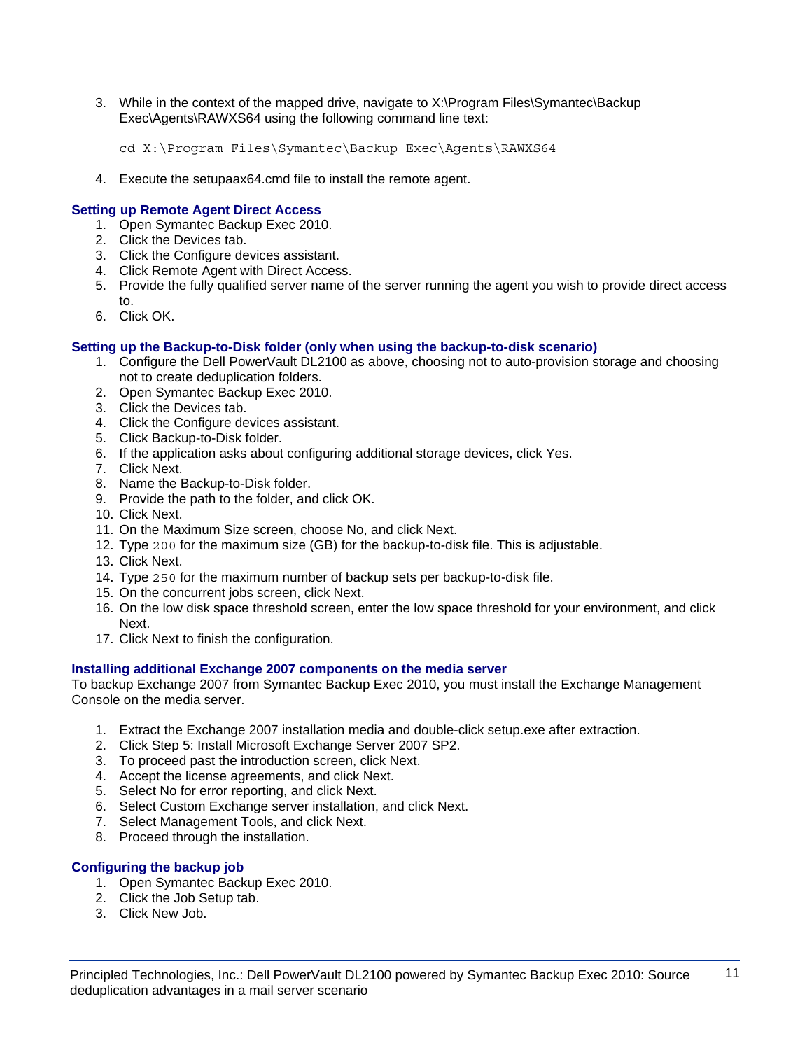3. While in the context of the mapped drive, navigate to X:\Program Files\Symantec\Backup Exec\Agents\RAWXS64 using the following command line text:

```
cd X:\Program Files\Symantec\Backup Exec\Agents\RAWXS64
```

4. Execute the setupaax64.cmd file to install the remote agent.

### Setting up Remote Agent Direct Access

1. Open Symantec Backup Exec 2010.
2. Click the Devices tab.
3. Click the Configure devices assistant.
4. Click Remote Agent with Direct Access.
5. Provide the fully qualified server name of the server running the agent you wish to provide direct access to.
6. Click OK.

### Setting up the Backup-to-Disk folder (only when using the backup-to-disk scenario)

1. Configure the Dell PowerVault DL2100 as above, choosing not to auto-provision storage and choosing not to create deduplication folders.
2. Open Symantec Backup Exec 2010.
3. Click the Devices tab.
4. Click the Configure devices assistant.
5. Click Backup-to-Disk folder.
6. If the application asks about configuring additional storage devices, click Yes.
7. Click Next.
8. Name the Backup-to-Disk folder.
9. Provide the path to the folder, and click OK.
10. Click Next.
11. On the Maximum Size screen, choose No, and click Next.
12. Type `200` for the maximum size (GB) for the backup-to-disk file. This is adjustable.
13. Click Next.
14. Type `250` for the maximum number of backup sets per backup-to-disk file.
15. On the concurrent jobs screen, click Next.
16. On the low disk space threshold screen, enter the low space threshold for your environment, and click Next.
17. Click Next to finish the configuration.

### Installing additional Exchange 2007 components on the media server

To backup Exchange 2007 from Symantec Backup Exec 2010, you must install the Exchange Management Console on the media server.

1. Extract the Exchange 2007 installation media and double-click setup.exe after extraction.
2. Click Step 5: Install Microsoft Exchange Server 2007 SP2.
3. To proceed past the introduction screen, click Next.
4. Accept the license agreements, and click Next.
5. Select No for error reporting, and click Next.
6. Select Custom Exchange server installation, and click Next.
7. Select Management Tools, and click Next.
8. Proceed through the installation.

### Configuring the backup job

1. Open Symantec Backup Exec 2010.
2. Click the Job Setup tab.
3. Click New Job.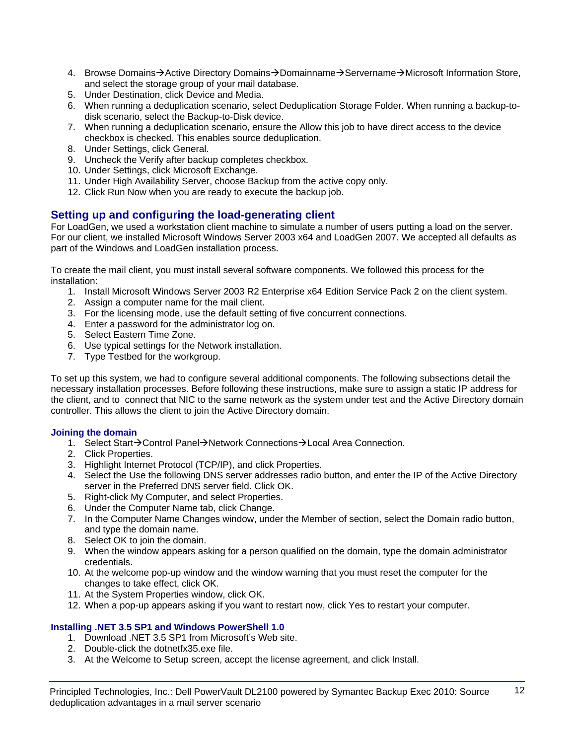4. Browse Domains→Active Directory Domains→Domainname→Servername→Microsoft Information Store, and select the storage group of your mail database.
5. Under Destination, click Device and Media.
6. When running a deduplication scenario, select Deduplication Storage Folder. When running a backup-to-disk scenario, select the Backup-to-Disk device.
7. When running a deduplication scenario, ensure the Allow this job to have direct access to the device checkbox is checked. This enables source deduplication.
8. Under Settings, click General.
9. Uncheck the Verify after backup completes checkbox.
10. Under Settings, click Microsoft Exchange.
11. Under High Availability Server, choose Backup from the active copy only.
12. Click Run Now when you are ready to execute the backup job.

## Setting up and configuring the load-generating client

For LoadGen, we used a workstation client machine to simulate a number of users putting a load on the server. For our client, we installed Microsoft Windows Server 2003 x64 and LoadGen 2007. We accepted all defaults as part of the Windows and LoadGen installation process.

To create the mail client, you must install several software components. We followed this process for the installation:

1. Install Microsoft Windows Server 2003 R2 Enterprise x64 Edition Service Pack 2 on the client system.
2. Assign a computer name for the mail client.
3. For the licensing mode, use the default setting of five concurrent connections.
4. Enter a password for the administrator log on.
5. Select Eastern Time Zone.
6. Use typical settings for the Network installation.
7. Type Testbed for the workgroup.

To set up this system, we had to configure several additional components. The following subsections detail the necessary installation processes. Before following these instructions, make sure to assign a static IP address for the client, and to connect that NIC to the same network as the system under test and the Active Directory domain controller. This allows the client to join the Active Directory domain.

### Joining the domain

1. Select Start→Control Panel→Network Connections→Local Area Connection.
2. Click Properties.
3. Highlight Internet Protocol (TCP/IP), and click Properties.
4. Select the Use the following DNS server addresses radio button, and enter the IP of the Active Directory server in the Preferred DNS server field. Click OK.
5. Right-click My Computer, and select Properties.
6. Under the Computer Name tab, click Change.
7. In the Computer Name Changes window, under the Member of section, select the Domain radio button, and type the domain name.
8. Select OK to join the domain.
9. When the window appears asking for a person qualified on the domain, type the domain administrator credentials.
10. At the welcome pop-up window and the window warning that you must reset the computer for the changes to take effect, click OK.
11. At the System Properties window, click OK.
12. When a pop-up appears asking if you want to restart now, click Yes to restart your computer.

### Installing .NET 3.5 SP1 and Windows PowerShell 1.0

1. Download .NET 3.5 SP1 from Microsoft's Web site.
2. Double-click the dotnetfx35.exe file.
3. At the Welcome to Setup screen, accept the license agreement, and click Install.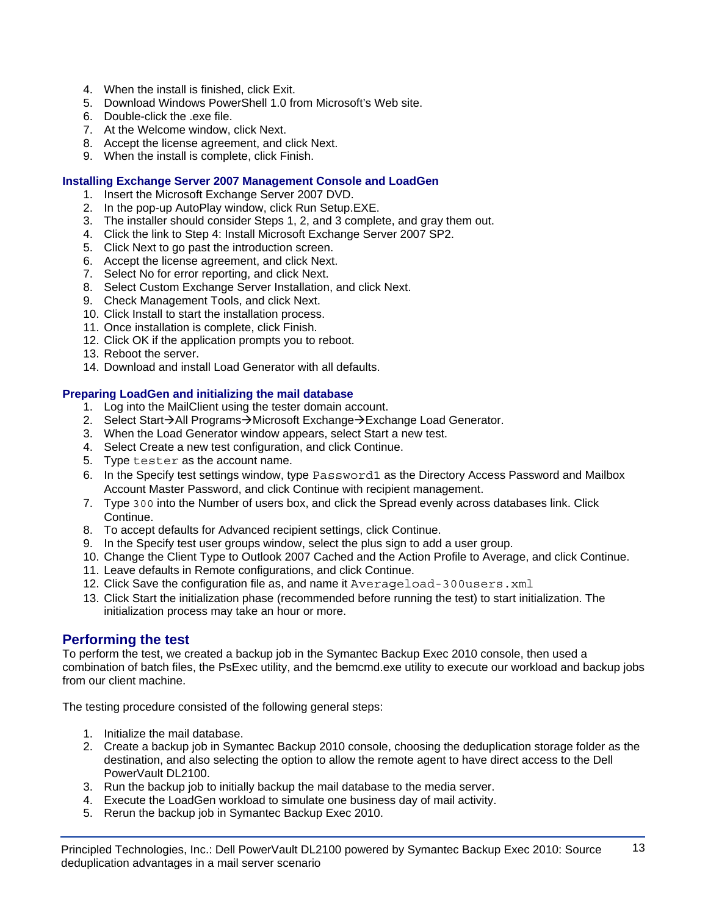4. When the install is finished, click Exit.
5. Download Windows PowerShell 1.0 from Microsoft's Web site.
6. Double-click the .exe file.
7. At the Welcome window, click Next.
8. Accept the license agreement, and click Next.
9. When the install is complete, click Finish.

### Installing Exchange Server 2007 Management Console and LoadGen

1. Insert the Microsoft Exchange Server 2007 DVD.
2. In the pop-up AutoPlay window, click Run Setup.EXE.
3. The installer should consider Steps 1, 2, and 3 complete, and gray them out.
4. Click the link to Step 4: Install Microsoft Exchange Server 2007 SP2.
5. Click Next to go past the introduction screen.
6. Accept the license agreement, and click Next.
7. Select No for error reporting, and click Next.
8. Select Custom Exchange Server Installation, and click Next.
9. Check Management Tools, and click Next.
10. Click Install to start the installation process.
11. Once installation is complete, click Finish.
12. Click OK if the application prompts you to reboot.
13. Reboot the server.
14. Download and install Load Generator with all defaults.

### Preparing LoadGen and initializing the mail database

1. Log into the MailClient using the tester domain account.
2. Select Start→All Programs→Microsoft Exchange→Exchange Load Generator.
3. When the Load Generator window appears, select Start a new test.
4. Select Create a new test configuration, and click Continue.
5. Type `tester` as the account name.
6. In the Specify test settings window, type `Password1` as the Directory Access Password and Mailbox Account Master Password, and click Continue with recipient management.
7. Type `300` into the Number of users box, and click the Spread evenly across databases link. Click Continue.
8. To accept defaults for Advanced recipient settings, click Continue.
9. In the Specify test user groups window, select the plus sign to add a user group.
10. Change the Client Type to Outlook 2007 Cached and the Action Profile to Average, and click Continue.
11. Leave defaults in Remote configurations, and click Continue.
12. Click Save the configuration file as, and name it `Averageload-300users.xml`
13. Click Start the initialization phase (recommended before running the test) to start initialization. The initialization process may take an hour or more.

## Performing the test

To perform the test, we created a backup job in the Symantec Backup Exec 2010 console, then used a combination of batch files, the PsExec utility, and the bemcmd.exe utility to execute our workload and backup jobs from our client machine.

The testing procedure consisted of the following general steps:

1. Initialize the mail database.
2. Create a backup job in Symantec Backup 2010 console, choosing the deduplication storage folder as the destination, and also selecting the option to allow the remote agent to have direct access to the Dell PowerVault DL2100.
3. Run the backup job to initially backup the mail database to the media server.
4. Execute the LoadGen workload to simulate one business day of mail activity.
5. Rerun the backup job in Symantec Backup Exec 2010.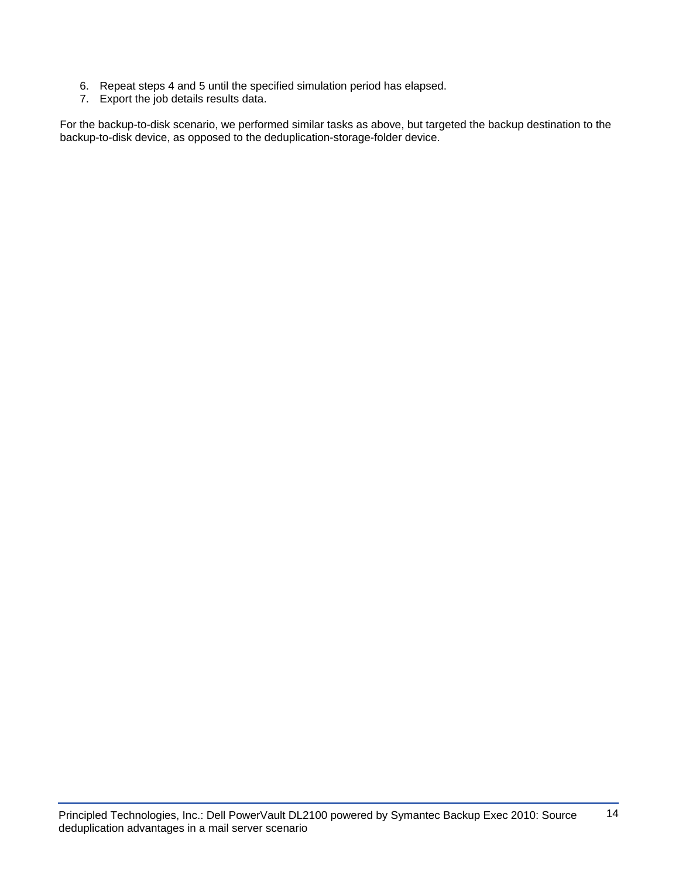6. Repeat steps 4 and 5 until the specified simulation period has elapsed.
7. Export the job details results data.

For the backup-to-disk scenario, we performed similar tasks as above, but targeted the backup destination to the backup-to-disk device, as opposed to the deduplication-storage-folder device.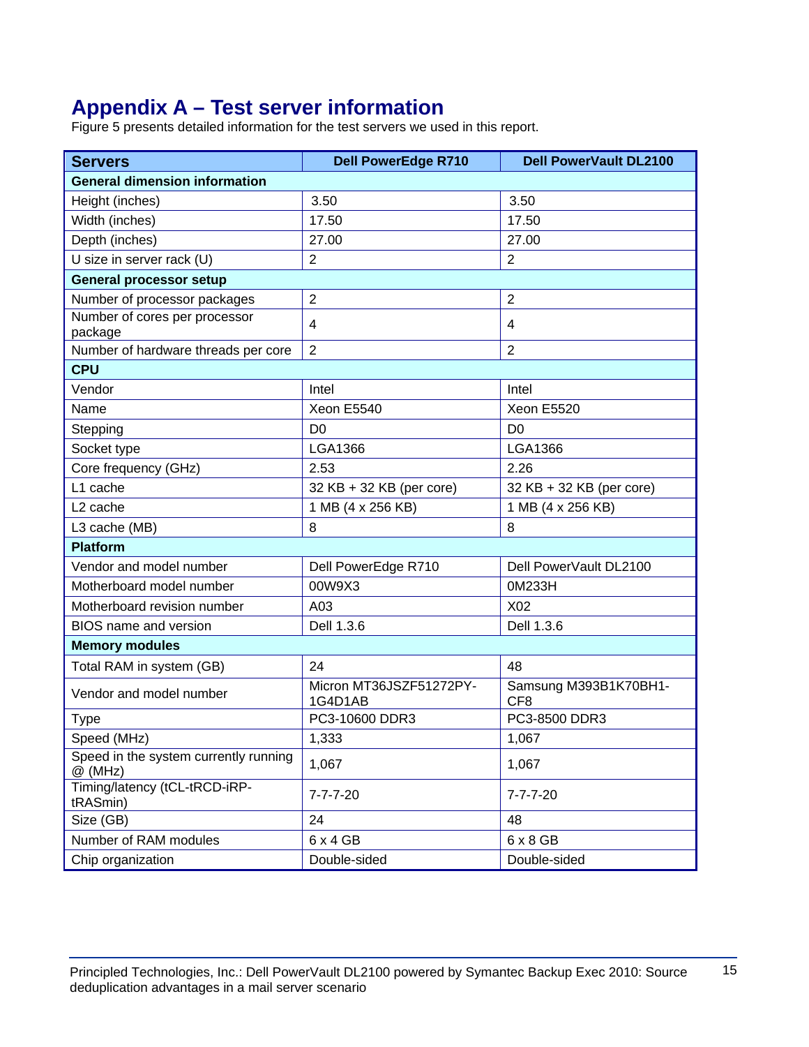# Appendix A – Test server information

Figure 5 presents detailed information for the test servers we used in this report.

| Servers | Dell PowerEdge R710 | Dell PowerVault DL2100 |
|---|---|---|
| **General dimension information** | | |
| Height (inches) | 3.50 | 3.50 |
| Width (inches) | 17.50 | 17.50 |
| Depth (inches) | 27.00 | 27.00 |
| U size in server rack (U) | 2 | 2 |
| **General processor setup** | | |
| Number of processor packages | 2 | 2 |
| Number of cores per processor package | 4 | 4 |
| Number of hardware threads per core | 2 | 2 |
| **CPU** | | |
| Vendor | Intel | Intel |
| Name | Xeon E5540 | Xeon E5520 |
| Stepping | D0 | D0 |
| Socket type | LGA1366 | LGA1366 |
| Core frequency (GHz) | 2.53 | 2.26 |
| L1 cache | 32 KB + 32 KB (per core) | 32 KB + 32 KB (per core) |
| L2 cache | 1 MB (4 x 256 KB) | 1 MB (4 x 256 KB) |
| L3 cache (MB) | 8 | 8 |
| **Platform** | | |
| Vendor and model number | Dell PowerEdge R710 | Dell PowerVault DL2100 |
| Motherboard model number | 00W9X3 | 0M233H |
| Motherboard revision number | A03 | X02 |
| BIOS name and version | Dell 1.3.6 | Dell 1.3.6 |
| **Memory modules** | | |
| Total RAM in system (GB) | 24 | 48 |
| Vendor and model number | Micron MT36JSZF51272PY-1G4D1AB | Samsung M393B1K70BH1-CF8 |
| Type | PC3-10600 DDR3 | PC3-8500 DDR3 |
| Speed (MHz) | 1,333 | 1,067 |
| Speed in the system currently running @ (MHz) | 1,067 | 1,067 |
| Timing/latency (tCL-tRCD-iRP-tRASmin) | 7-7-7-20 | 7-7-7-20 |
| Size (GB) | 24 | 48 |
| Number of RAM modules | 6 x 4 GB | 6 x 8 GB |
| Chip organization | Double-sided | Double-sided |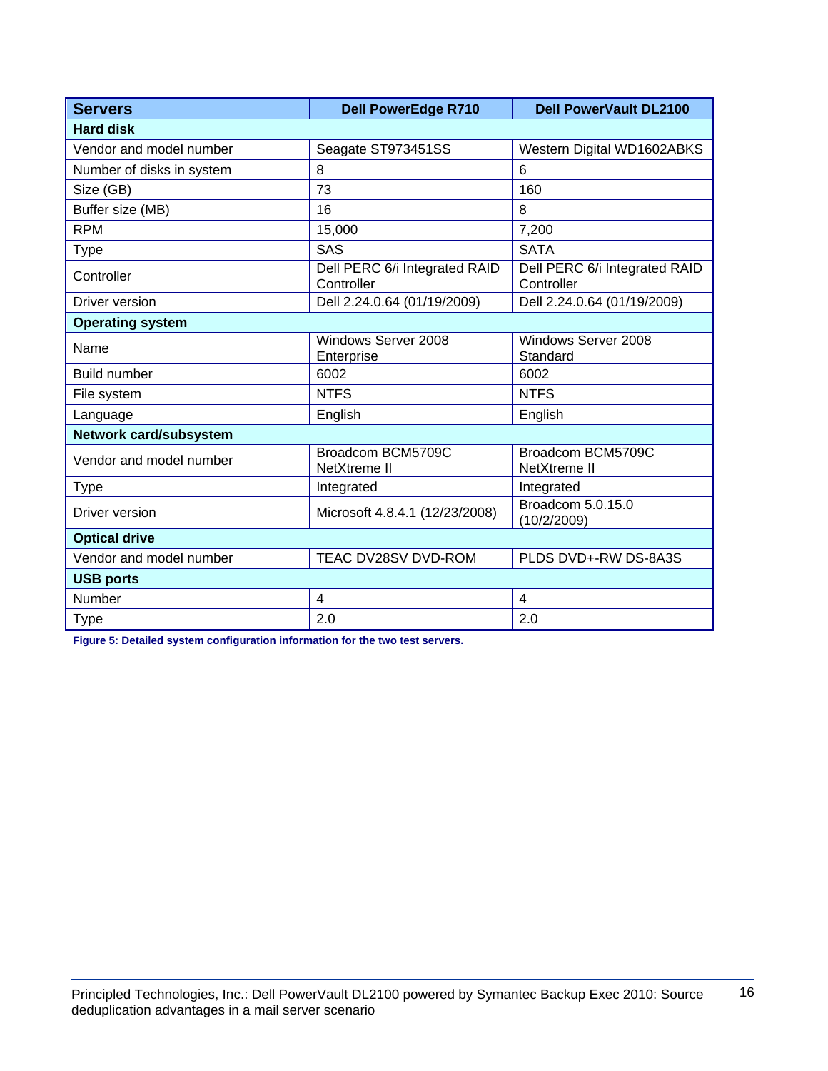| Servers | Dell PowerEdge R710 | Dell PowerVault DL2100 |
|---|---|---|
| **Hard disk** | | |
| Vendor and model number | Seagate ST973451SS | Western Digital WD1602ABKS |
| Number of disks in system | 8 | 6 |
| Size (GB) | 73 | 160 |
| Buffer size (MB) | 16 | 8 |
| RPM | 15,000 | 7,200 |
| Type | SAS | SATA |
| Controller | Dell PERC 6/i Integrated RAID Controller | Dell PERC 6/i Integrated RAID Controller |
| Driver version | Dell 2.24.0.64 (01/19/2009) | Dell 2.24.0.64 (01/19/2009) |
| **Operating system** | | |
| Name | Windows Server 2008 Enterprise | Windows Server 2008 Standard |
| Build number | 6002 | 6002 |
| File system | NTFS | NTFS |
| Language | English | English |
| **Network card/subsystem** | | |
| Vendor and model number | Broadcom BCM5709C NetXtreme II | Broadcom BCM5709C NetXtreme II |
| Type | Integrated | Integrated |
| Driver version | Microsoft 4.8.4.1 (12/23/2008) | Broadcom 5.0.15.0 (10/2/2009) |
| **Optical drive** | | |
| Vendor and model number | TEAC DV28SV DVD-ROM | PLDS DVD+-RW DS-8A3S |
| **USB ports** | | |
| Number | 4 | 4 |
| Type | 2.0 | 2.0 |

**Figure 5: Detailed system configuration information for the two test servers.**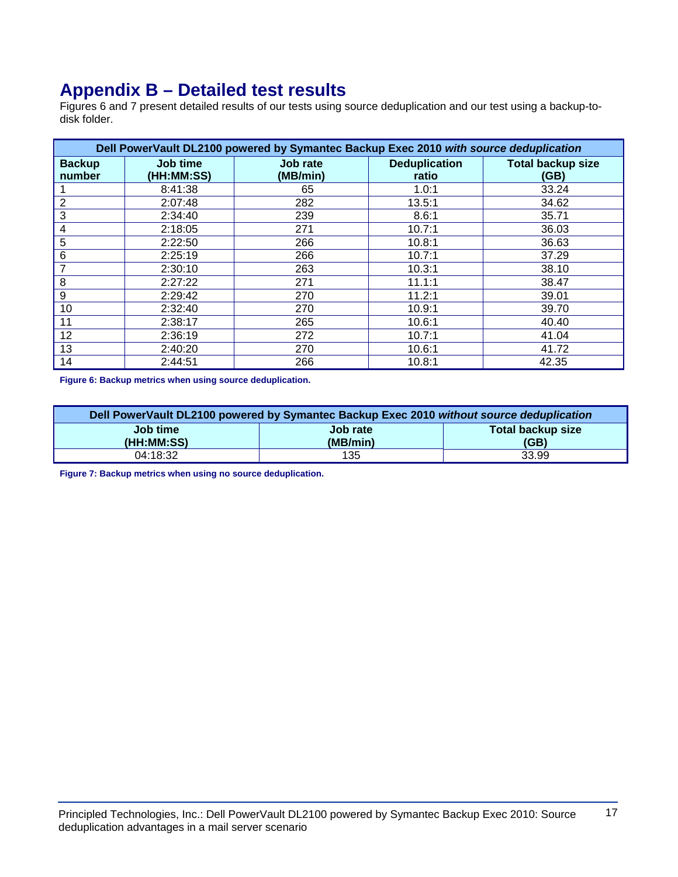# Appendix B – Detailed test results

Figures 6 and 7 present detailed results of our tests using source deduplication and our test using a backup-to-disk folder.

| Dell PowerVault DL2100 powered by Symantec Backup Exec 2010 *with source deduplication* | | | | |
|---|---|---|---|---|
| **Backup number** | **Job time (HH:MM:SS)** | **Job rate (MB/min)** | **Deduplication ratio** | **Total backup size (GB)** |
| 1 | 8:41:38 | 65 | 1.0:1 | 33.24 |
| 2 | 2:07:48 | 282 | 13.5:1 | 34.62 |
| 3 | 2:34:40 | 239 | 8.6:1 | 35.71 |
| 4 | 2:18:05 | 271 | 10.7:1 | 36.03 |
| 5 | 2:22:50 | 266 | 10.8:1 | 36.63 |
| 6 | 2:25:19 | 266 | 10.7:1 | 37.29 |
| 7 | 2:30:10 | 263 | 10.3:1 | 38.10 |
| 8 | 2:27:22 | 271 | 11.1:1 | 38.47 |
| 9 | 2:29:42 | 270 | 11.2:1 | 39.01 |
| 10 | 2:32:40 | 270 | 10.9:1 | 39.70 |
| 11 | 2:38:17 | 265 | 10.6:1 | 40.40 |
| 12 | 2:36:19 | 272 | 10.7:1 | 41.04 |
| 13 | 2:40:20 | 270 | 10.6:1 | 41.72 |
| 14 | 2:44:51 | 266 | 10.8:1 | 42.35 |

**Figure 6: Backup metrics when using source deduplication.**

| Dell PowerVault DL2100 powered by Symantec Backup Exec 2010 *without source deduplication* | | |
|---|---|---|
| **Job time (HH:MM:SS)** | **Job rate (MB/min)** | **Total backup size (GB)** |
| 04:18:32 | 135 | 33.99 |

**Figure 7: Backup metrics when using no source deduplication.**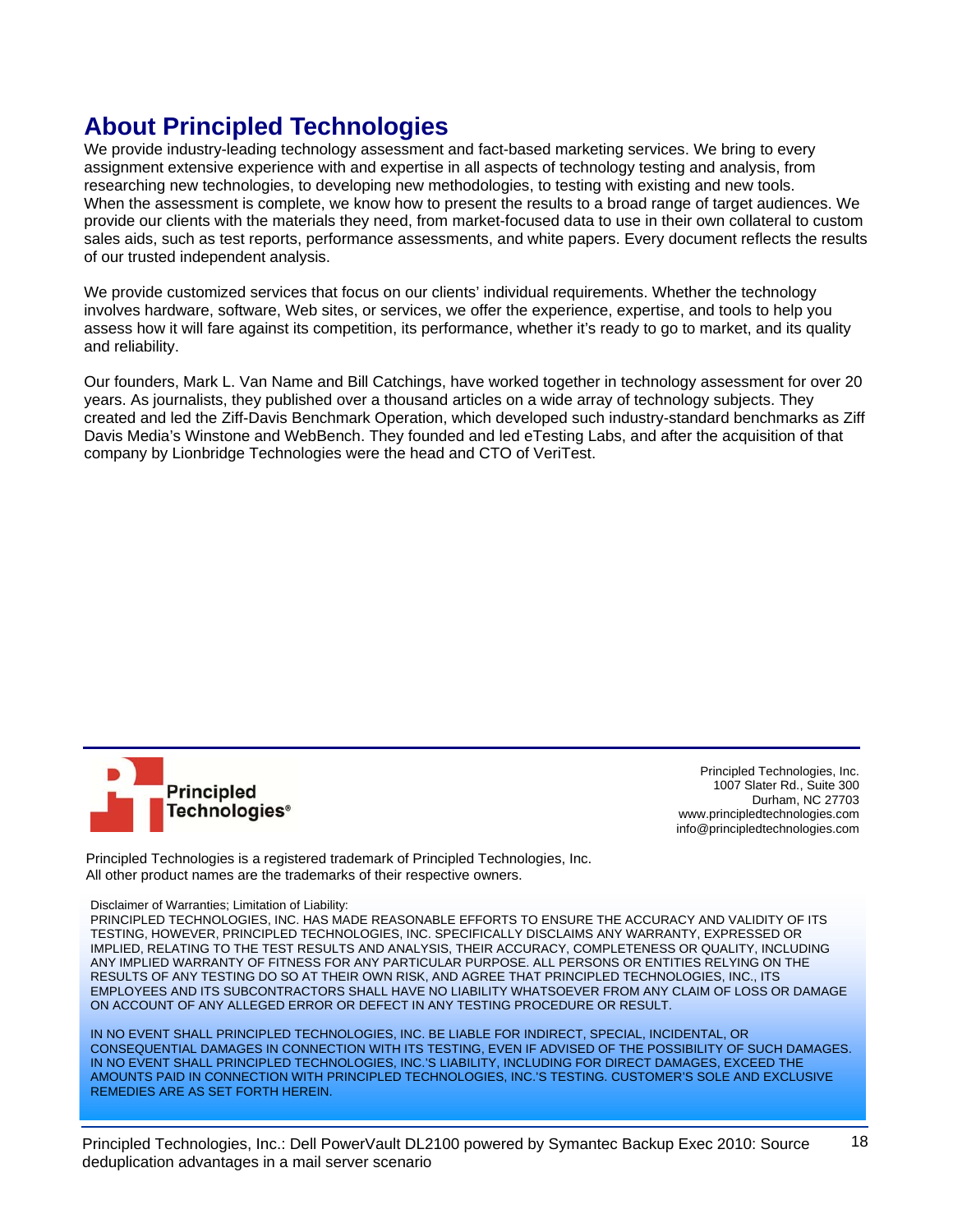## About Principled Technologies

We provide industry-leading technology assessment and fact-based marketing services. We bring to every assignment extensive experience with and expertise in all aspects of technology testing and analysis, from researching new technologies, to developing new methodologies, to testing with existing and new tools.
When the assessment is complete, we know how to present the results to a broad range of target audiences. We provide our clients with the materials they need, from market-focused data to use in their own collateral to custom sales aids, such as test reports, performance assessments, and white papers. Every document reflects the results of our trusted independent analysis.

We provide customized services that focus on our clients' individual requirements. Whether the technology involves hardware, software, Web sites, or services, we offer the experience, expertise, and tools to help you assess how it will fare against its competition, its performance, whether it's ready to go to market, and its quality and reliability.

Our founders, Mark L. Van Name and Bill Catchings, have worked together in technology assessment for over 20 years. As journalists, they published over a thousand articles on a wide array of technology subjects. They created and led the Ziff-Davis Benchmark Operation, which developed such industry-standard benchmarks as Ziff Davis Media's Winstone and WebBench. They founded and led eTesting Labs, and after the acquisition of that company by Lionbridge Technologies were the head and CTO of VeriTest.

Principled Technologies®

Principled Technologies, Inc.
1007 Slater Rd., Suite 300
Durham, NC 27703
www.principledtechnologies.com
info@principledtechnologies.com

Principled Technologies is a registered trademark of Principled Technologies, Inc.
All other product names are the trademarks of their respective owners.

Disclaimer of Warranties; Limitation of Liability:
PRINCIPLED TECHNOLOGIES, INC. HAS MADE REASONABLE EFFORTS TO ENSURE THE ACCURACY AND VALIDITY OF ITS TESTING, HOWEVER, PRINCIPLED TECHNOLOGIES, INC. SPECIFICALLY DISCLAIMS ANY WARRANTY, EXPRESSED OR IMPLIED, RELATING TO THE TEST RESULTS AND ANALYSIS, THEIR ACCURACY, COMPLETENESS OR QUALITY, INCLUDING ANY IMPLIED WARRANTY OF FITNESS FOR ANY PARTICULAR PURPOSE. ALL PERSONS OR ENTITIES RELYING ON THE RESULTS OF ANY TESTING DO SO AT THEIR OWN RISK, AND AGREE THAT PRINCIPLED TECHNOLOGIES, INC., ITS EMPLOYEES AND ITS SUBCONTRACTORS SHALL HAVE NO LIABILITY WHATSOEVER FROM ANY CLAIM OF LOSS OR DAMAGE ON ACCOUNT OF ANY ALLEGED ERROR OR DEFECT IN ANY TESTING PROCEDURE OR RESULT.

IN NO EVENT SHALL PRINCIPLED TECHNOLOGIES, INC. BE LIABLE FOR INDIRECT, SPECIAL, INCIDENTAL, OR CONSEQUENTIAL DAMAGES IN CONNECTION WITH ITS TESTING, EVEN IF ADVISED OF THE POSSIBILITY OF SUCH DAMAGES. IN NO EVENT SHALL PRINCIPLED TECHNOLOGIES, INC.'S LIABILITY, INCLUDING FOR DIRECT DAMAGES, EXCEED THE AMOUNTS PAID IN CONNECTION WITH PRINCIPLED TECHNOLOGIES, INC.'S TESTING. CUSTOMER'S SOLE AND EXCLUSIVE REMEDIES ARE AS SET FORTH HEREIN.